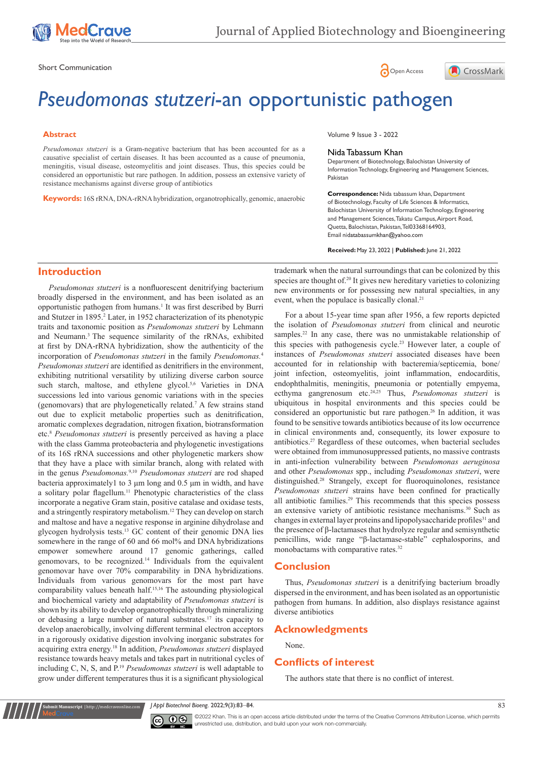Short Communication

Open Access

# *Pseudomonas stutzeri*-an opportunistic pathogen

## Abstract

*Pseudomonas stutzeri* is a Gram-negative bacterium that has been accounted for as a causative specialist of certain diseases. It has been accounted as a cause of pneumonia, meningitis, visual disease, osteomyelitis and joint diseases. Thus, this species could be considered an opportunistic but rare pathogen. In addition, possess an extensive variety of resistance mechanisms against diverse group of antibiotics

**Keywords:** 16S rRNA, DNA-rRNA hybridization, organotrophically, genomic, anaerobic

Volume 9 Issue 3 - 2022

**Nida Tabassum Khan**

Department of Biotechnology, Balochistan University of Information Technology, Engineering and Management Sciences, Pakistan

**Correspondence:** Nida tabassum khan, Department of Biotechnology, Faculty of Life Sciences & Informatics, Balochistan University of Information Technology, Engineering and Management Sciences, Takatu Campus, Airport Road, Quetta, Balochistan, Pakistan, Tel03368164903, Email nidatabassumkhan@yahoo.com

**Received:** May 23, 2022 | **Published:** June 21, 2022

## Introduction

*Pseudomonas stutzeri* is a nonfluorescent denitrifying bacterium broadly dispersed in the environment, and has been isolated as an opportunistic pathogen from humans.[1] It was first described by Burri and Stutzer in 1895.[2] Later, in 1952 characterization of its phenotypic traits and taxonomic position as *Pseudomonas stutzeri* by Lehmann and Neumann.[3] The sequence similarity of the rRNAs, exhibited at first by DNA-rRNA hybridization, show the authenticity of the incorporation of *Pseudomonas stutzeri* in the family *Pseudomonas*.[4] *Pseudomonas stutzeri* are identified as denitrifiers in the environment, exhibiting nutritional versatility by utilizing diverse carbon source such starch, maltose, and ethylene glycol.[5,6] Varieties in DNA successions led into various genomic variations with in the species (genomovars) that are phylogenetically related.[7] A few strains stand out due to explicit metabolic properties such as denitrification, aromatic complexes degradation, nitrogen fixation, biotransformation etc.[8] *Pseudomonas stutzeri* is presently perceived as having a place with the class Gamma proteobacteria and phylogenetic investigations of its 16S rRNA successions and other phylogenetic markers show that they have a place with similar branch, along with related with in the genus *Pseudomonas*.[9,10] *Pseudomonas stutzeri* are rod shaped bacteria approximately1 to 3 µm long and 0.5 µm in width, and have a solitary polar flagellum.[11] Phenotypic characteristics of the class incorporate a negative Gram stain, positive catalase and oxidase tests, and a stringently respiratory metabolism.[12] They can develop on starch and maltose and have a negative response in arginine dihydrolase and glycogen hydrolysis tests.[13] GC content of their genomic DNA lies somewhere in the range of 60 and 66 mol% and DNA hybridizations empower somewhere around 17 genomic gatherings, called genomovars, to be recognized.[14] Individuals from the equivalent genomovar have over 70% comparability in DNA hybridizations. Individuals from various genomovars for the most part have comparability values beneath half.[15,16] The astounding physiological and biochemical variety and adaptability of *Pseudomonas stutzeri* is shown by its ability to develop organotrophically through mineralizing or debasing a large number of natural substrates.[17] its capacity to develop anaerobically, involving different terminal electron acceptors in a rigorously oxidative digestion involving inorganic substrates for acquiring extra energy.[18] In addition, *Pseudomonas stutzeri* displayed resistance towards heavy metals and takes part in nutritional cycles of including C, N, S, and P.[19] *Pseudomonas stutzeri* is well adaptable to grow under different temperatures thus it is a significant physiological trademark when the natural surroundings that can be colonized by this species are thought of.[20] It gives new hereditary varieties to colonizing new environments or for possessing new natural specialties, in any event, when the populace is basically clonal.[21]

For a about 15-year time span after 1956, a few reports depicted the isolation of *Pseudomonas stutzeri* from clinical and neurotic samples.[22] In any case, there was no unmistakable relationship of this species with pathogenesis cycle.[23] However later, a couple of instances of *Pseudomonas stutzeri* associated diseases have been accounted for in relationship with bacteremia/septicemia, bone/joint infection, osteomyelitis, joint inflammation, endocarditis, endophthalmitis, meningitis, pneumonia or potentially empyema, ecthyma gangrenosum etc.[24,25] Thus, *Pseudomonas stutzeri* is ubiquitous in hospital environments and this species could be considered an opportunistic but rare pathogen.[26] In addition, it was found to be sensitive towards antibiotics because of its low occurrence in clinical environments and, consequently, its lower exposure to antibiotics.[27] Regardless of these outcomes, when bacterial secludes were obtained from immunosuppressed patients, no massive contrasts in anti-infection vulnerability between *Pseudomonas aeruginosa* and other *Pseudomonas* spp., including *Pseudomonas stutzeri*, were distinguished.[28] Strangely, except for fluoroquinolones, resistance *Pseudomonas stutzeri* strains have been confined for practically all antibiotic families.[29] This recommends that this species possess an extensive variety of antibiotic resistance mechanisms.[30] Such as changes in external layer proteins and lipopolysaccharide profiles[31] and the presence of β-lactamases that hydrolyze regular and semisynthetic penicillins, wide range "β-lactamase-stable" cephalosporins, and monobactams with comparative rates.[32]

## Conclusion

Thus, *Pseudomonas stutzeri* is a denitrifying bacterium broadly dispersed in the environment, and has been isolated as an opportunistic pathogen from humans. In addition, also displays resistance against diverse antibiotics

## Acknowledgments

None.

## Conflicts of interest

The authors state that there is no conflict of interest.

©2022 Khan. This is an open access article distributed under the terms of the Creative Commons Attribution License, which permits unrestricted use, distribution, and build upon your work non-commercially.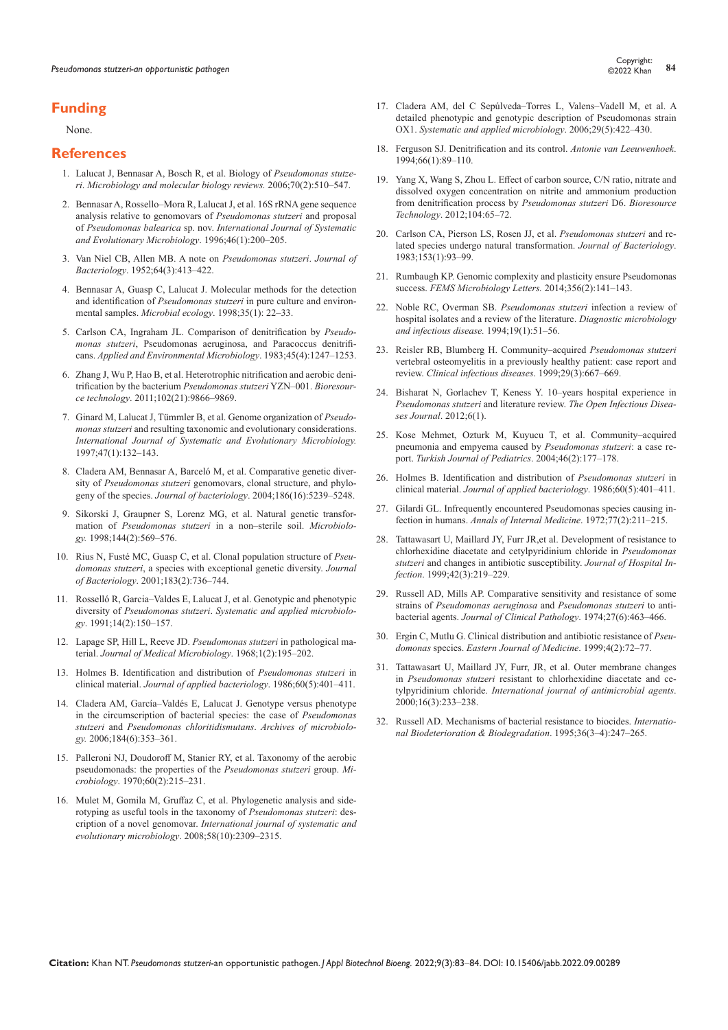## Funding

None.

## References

1. Lalucat J, Bennasar A, Bosch R, et al. Biology of *Pseudomonas stutzeri*. *Microbiology and molecular biology reviews.* 2006;70(2):510–547.
2. Bennasar A, Rossello–Mora R, Lalucat J, et al. 16S rRNA gene sequence analysis relative to genomovars of *Pseudomonas stutzeri* and proposal of *Pseudomonas balearica* sp. nov. *International Journal of Systematic and Evolutionary Microbiology*. 1996;46(1):200–205.
3. Van Niel CB, Allen MB. A note on *Pseudomonas stutzeri*. *Journal of Bacteriology*. 1952;64(3):413–422.
4. Bennasar A, Guasp C, Lalucat J. Molecular methods for the detection and identification of *Pseudomonas stutzeri* in pure culture and environmental samples. *Microbial ecology*. 1998;35(1): 22–33.
5. Carlson CA, Ingraham JL. Comparison of denitrification by *Pseudomonas stutzeri*, Pseudomonas aeruginosa, and Paracoccus denitrificans. *Applied and Environmental Microbiology*. 1983;45(4):1247–1253.
6. Zhang J, Wu P, Hao B, et al. Heterotrophic nitrification and aerobic denitrification by the bacterium *Pseudomonas stutzeri* YZN–001. *Bioresource technology*. 2011;102(21):9866–9869.
7. Ginard M, Lalucat J, Tümmler B, et al. Genome organization of *Pseudomonas stutzeri* and resulting taxonomic and evolutionary considerations. *International Journal of Systematic and Evolutionary Microbiology.* 1997;47(1):132–143.
8. Cladera AM, Bennasar A, Barceló M, et al. Comparative genetic diversity of *Pseudomonas stutzeri* genomovars, clonal structure, and phylogeny of the species. *Journal of bacteriology*. 2004;186(16):5239–5248.
9. Sikorski J, Graupner S, Lorenz MG, et al. Natural genetic transformation of *Pseudomonas stutzeri* in a non–sterile soil. *Microbiology.* 1998;144(2):569–576.
10. Rius N, Fusté MC, Guasp C, et al. Clonal population structure of *Pseudomonas stutzeri*, a species with exceptional genetic diversity. *Journal of Bacteriology*. 2001;183(2):736–744.
11. Rosselló R, Garcia–Valdes E, Lalucat J, et al. Genotypic and phenotypic diversity of *Pseudomonas stutzeri*. *Systematic and applied microbiology*. 1991;14(2):150–157.
12. Lapage SP, Hill L, Reeve JD. *Pseudomonas stutzeri* in pathological material. *Journal of Medical Microbiology*. 1968;1(2):195–202.
13. Holmes B. Identification and distribution of *Pseudomonas stutzeri* in clinical material. *Journal of applied bacteriology*. 1986;60(5):401–411.
14. Cladera AM, García–Valdés E, Lalucat J. Genotype versus phenotype in the circumscription of bacterial species: the case of *Pseudomonas stutzeri* and *Pseudomonas chloritidismutans*. *Archives of microbiology.* 2006;184(6):353–361.
15. Palleroni NJ, Doudoroff M, Stanier RY, et al. Taxonomy of the aerobic pseudomonads: the properties of the *Pseudomonas stutzeri* group. *Microbiology*. 1970;60(2):215–231.
16. Mulet M, Gomila M, Gruffaz C, et al. Phylogenetic analysis and siderotyping as useful tools in the taxonomy of *Pseudomonas stutzeri*: description of a novel genomovar. *International journal of systematic and evolutionary microbiology*. 2008;58(10):2309–2315.
17. Cladera AM, del C Sepúlveda–Torres L, Valens–Vadell M, et al. A detailed phenotypic and genotypic description of Pseudomonas strain OX1. *Systematic and applied microbiology*. 2006;29(5):422–430.
18. Ferguson SJ. Denitrification and its control. *Antonie van Leeuwenhoek*. 1994;66(1):89–110.
19. Yang X, Wang S, Zhou L. Effect of carbon source, C/N ratio, nitrate and dissolved oxygen concentration on nitrite and ammonium production from denitrification process by *Pseudomonas stutzeri* D6. *Bioresource Technology*. 2012;104:65–72.
20. Carlson CA, Pierson LS, Rosen JJ, et al. *Pseudomonas stutzeri* and related species undergo natural transformation. *Journal of Bacteriology*. 1983;153(1):93–99.
21. Rumbaugh KP. Genomic complexity and plasticity ensure Pseudomonas success. *FEMS Microbiology Letters.* 2014;356(2):141–143.
22. Noble RC, Overman SB. *Pseudomonas stutzeri* infection a review of hospital isolates and a review of the literature. *Diagnostic microbiology and infectious disease.* 1994;19(1):51–56.
23. Reisler RB, Blumberg H. Community–acquired *Pseudomonas stutzeri* vertebral osteomyelitis in a previously healthy patient: case report and review. *Clinical infectious diseases*. 1999;29(3):667–669.
24. Bisharat N, Gorlachev T, Keness Y. 10–years hospital experience in *Pseudomonas stutzeri* and literature review. *The Open Infectious Diseases Journal*. 2012;6(1).
25. Kose Mehmet, Ozturk M, Kuyucu T, et al. Community–acquired pneumonia and empyema caused by *Pseudomonas stutzeri*: a case report. *Turkish Journal of Pediatrics*. 2004;46(2):177–178.
26. Holmes B. Identification and distribution of *Pseudomonas stutzeri* in clinical material. *Journal of applied bacteriology*. 1986;60(5):401–411.
27. Gilardi GL. Infrequently encountered Pseudomonas species causing infection in humans. *Annals of Internal Medicine*. 1972;77(2):211–215.
28. Tattawasart U, Maillard JY, Furr JR,et al. Development of resistance to chlorhexidine diacetate and cetylpyridinium chloride in *Pseudomonas stutzeri* and changes in antibiotic susceptibility. *Journal of Hospital Infection*. 1999;42(3):219–229.
29. Russell AD, Mills AP. Comparative sensitivity and resistance of some strains of *Pseudomonas aeruginosa* and *Pseudomonas stutzeri* to antibacterial agents. *Journal of Clinical Pathology*. 1974;27(6):463–466.
30. Ergin C, Mutlu G. Clinical distribution and antibiotic resistance of *Pseudomonas* species. *Eastern Journal of Medicine*. 1999;4(2):72–77.
31. Tattawasart U, Maillard JY, Furr, JR, et al. Outer membrane changes in *Pseudomonas stutzeri* resistant to chlorhexidine diacetate and cetylpyridinium chloride. *International journal of antimicrobial agents*. 2000;16(3):233–238.
32. Russell AD. Mechanisms of bacterial resistance to biocides. *International Biodeterioration & Biodegradation*. 1995;36(3–4):247–265.